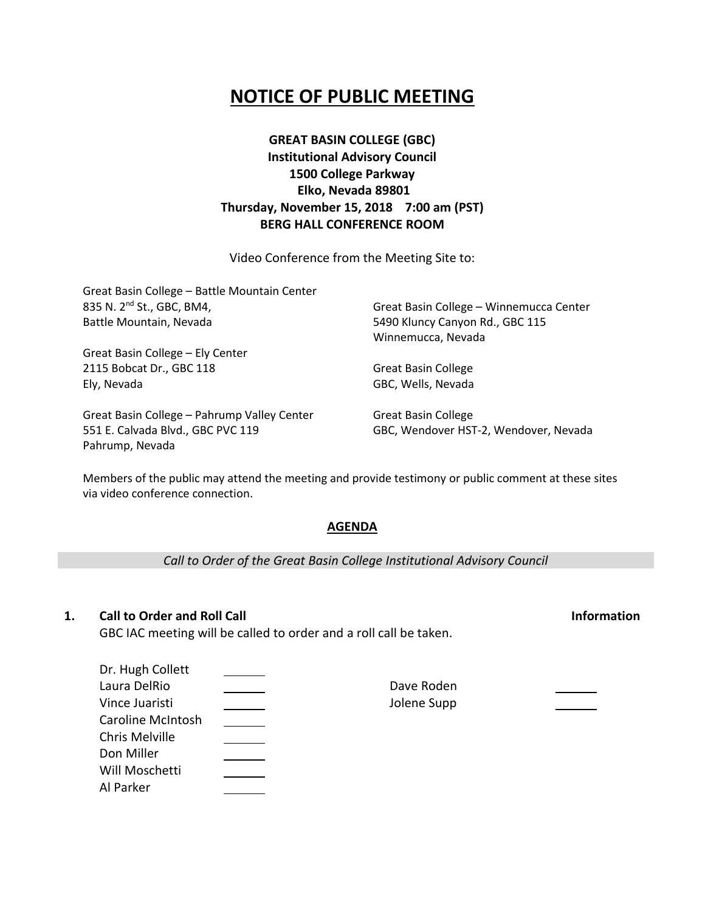# NOTICE OF PUBLIC MEETING

**GREAT BASIN COLLEGE (GBC)**
**Institutional Advisory Council**
**1500 College Parkway**
**Elko, Nevada 89801**
**Thursday, November 15, 2018 7:00 am (PST)**
**BERG HALL CONFERENCE ROOM**

Video Conference from the Meeting Site to:

Great Basin College – Battle Mountain Center
835 N. 2nd St., GBC, BM4,
Battle Mountain, Nevada

Great Basin College – Ely Center
2115 Bobcat Dr., GBC 118
Ely, Nevada

Great Basin College – Pahrump Valley Center
551 E. Calvada Blvd., GBC PVC 119
Pahrump, Nevada

Great Basin College – Winnemucca Center
5490 Kluncy Canyon Rd., GBC 115
Winnemucca, Nevada

Great Basin College
GBC, Wells, Nevada

Great Basin College
GBC, Wendover HST-2, Wendover, Nevada

Members of the public may attend the meeting and provide testimony or public comment at these sites via video conference connection.

## AGENDA

*Call to Order of the Great Basin College Institutional Advisory Council*

**1. Call to Order and Roll Call** **Information**

GBC IAC meeting will be called to order and a roll call be taken.

| | | | |
|---|---|---|---|
| Dr. Hugh Collett | ______ | | |
| Laura DelRio | ______ | Dave Roden | ______ |
| Vince Juaristi | ______ | Jolene Supp | ______ |
| Caroline McIntosh | ______ | | |
| Chris Melville | ______ | | |
| Don Miller | ______ | | |
| Will Moschetti | ______ | | |
| Al Parker | ______ | | |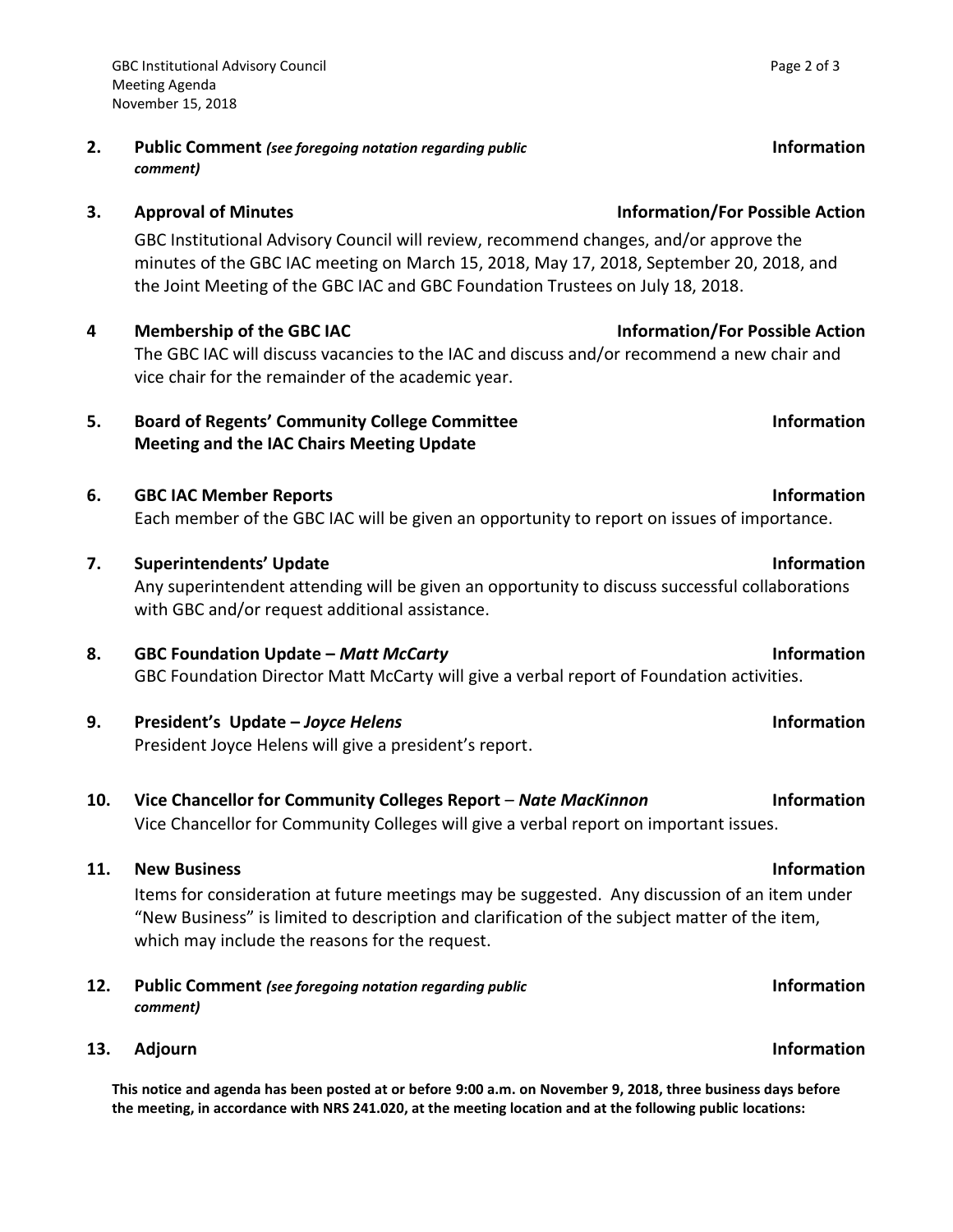**2. Public Comment** *(see foregoing notation regarding public comment)* **Information**

**3. Approval of Minutes** **Information/For Possible Action**

GBC Institutional Advisory Council will review, recommend changes, and/or approve the minutes of the GBC IAC meeting on March 15, 2018, May 17, 2018, September 20, 2018, and the Joint Meeting of the GBC IAC and GBC Foundation Trustees on July 18, 2018.

**4 Membership of the GBC IAC** **Information/For Possible Action**

The GBC IAC will discuss vacancies to the IAC and discuss and/or recommend a new chair and vice chair for the remainder of the academic year.

**5. Board of Regents' Community College Committee Meeting and the IAC Chairs Meeting Update** **Information**

**6. GBC IAC Member Reports** **Information**

Each member of the GBC IAC will be given an opportunity to report on issues of importance.

**7. Superintendents' Update** **Information**

Any superintendent attending will be given an opportunity to discuss successful collaborations with GBC and/or request additional assistance.

**8. GBC Foundation Update – *Matt McCarty*** **Information**

GBC Foundation Director Matt McCarty will give a verbal report of Foundation activities.

**9. President's Update – *Joyce Helens*** **Information**

President Joyce Helens will give a president's report.

**10. Vice Chancellor for Community Colleges Report** – ***Nate MacKinnon*** **Information**

Vice Chancellor for Community Colleges will give a verbal report on important issues.

**11. New Business** **Information**

Items for consideration at future meetings may be suggested. Any discussion of an item under "New Business" is limited to description and clarification of the subject matter of the item, which may include the reasons for the request.

**12. Public Comment** *(see foregoing notation regarding public comment)* **Information**

**13. Adjourn** **Information**

**This notice and agenda has been posted at or before 9:00 a.m. on November 9, 2018, three business days before the meeting, in accordance with NRS 241.020, at the meeting location and at the following public locations:**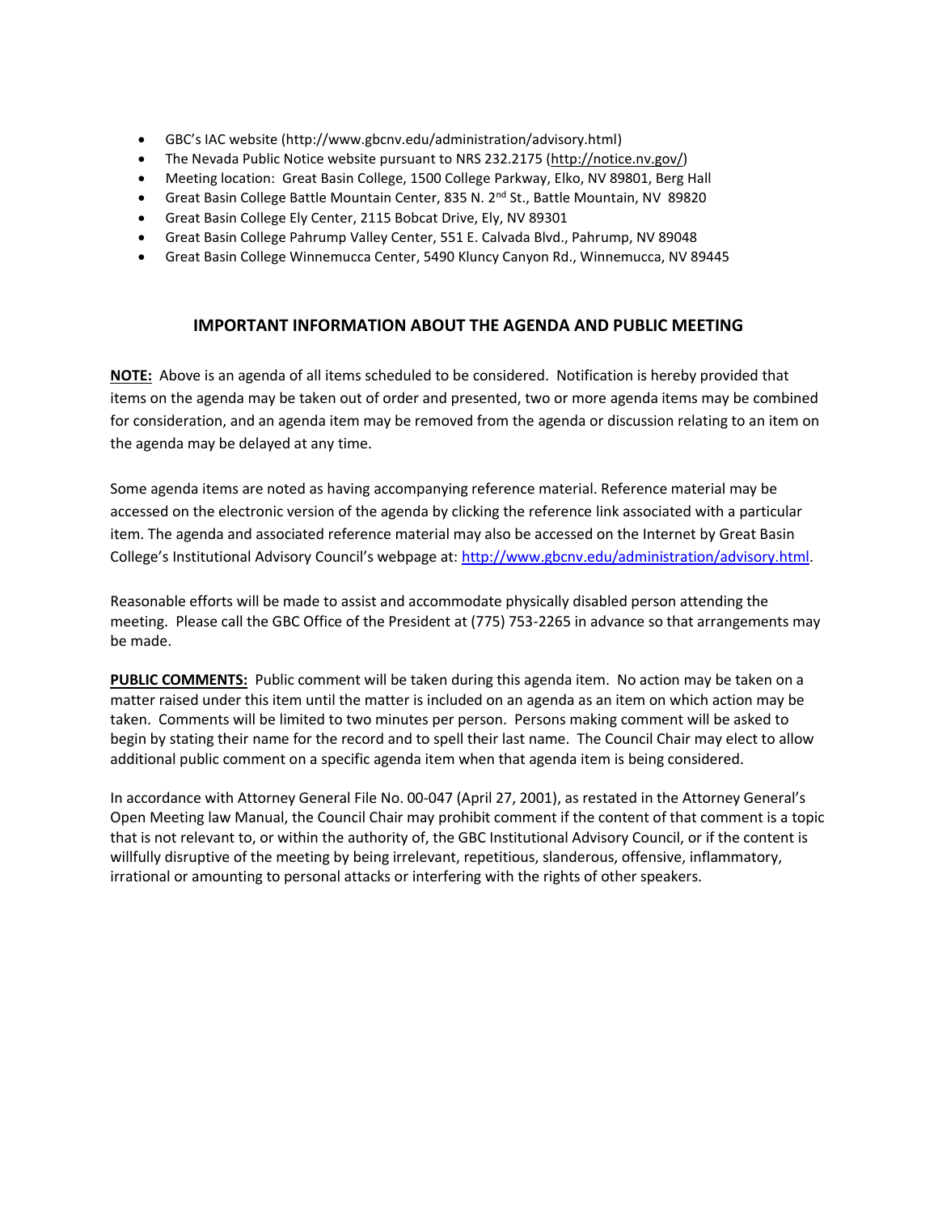- GBC's IAC website (http://www.gbcnv.edu/administration/advisory.html)
- The Nevada Public Notice website pursuant to NRS 232.2175 (http://notice.nv.gov/)
- Meeting location: Great Basin College, 1500 College Parkway, Elko, NV 89801, Berg Hall
- Great Basin College Battle Mountain Center, 835 N. 2nd St., Battle Mountain, NV 89820
- Great Basin College Ely Center, 2115 Bobcat Drive, Ely, NV 89301
- Great Basin College Pahrump Valley Center, 551 E. Calvada Blvd., Pahrump, NV 89048
- Great Basin College Winnemucca Center, 5490 Kluncy Canyon Rd., Winnemucca, NV 89445

## IMPORTANT INFORMATION ABOUT THE AGENDA AND PUBLIC MEETING

**NOTE:** Above is an agenda of all items scheduled to be considered. Notification is hereby provided that items on the agenda may be taken out of order and presented, two or more agenda items may be combined for consideration, and an agenda item may be removed from the agenda or discussion relating to an item on the agenda may be delayed at any time.

Some agenda items are noted as having accompanying reference material. Reference material may be accessed on the electronic version of the agenda by clicking the reference link associated with a particular item. The agenda and associated reference material may also be accessed on the Internet by Great Basin College's Institutional Advisory Council's webpage at: http://www.gbcnv.edu/administration/advisory.html.

Reasonable efforts will be made to assist and accommodate physically disabled person attending the meeting. Please call the GBC Office of the President at (775) 753-2265 in advance so that arrangements may be made.

**PUBLIC COMMENTS:** Public comment will be taken during this agenda item. No action may be taken on a matter raised under this item until the matter is included on an agenda as an item on which action may be taken. Comments will be limited to two minutes per person. Persons making comment will be asked to begin by stating their name for the record and to spell their last name. The Council Chair may elect to allow additional public comment on a specific agenda item when that agenda item is being considered.

In accordance with Attorney General File No. 00-047 (April 27, 2001), as restated in the Attorney General's Open Meeting law Manual, the Council Chair may prohibit comment if the content of that comment is a topic that is not relevant to, or within the authority of, the GBC Institutional Advisory Council, or if the content is willfully disruptive of the meeting by being irrelevant, repetitious, slanderous, offensive, inflammatory, irrational or amounting to personal attacks or interfering with the rights of other speakers.